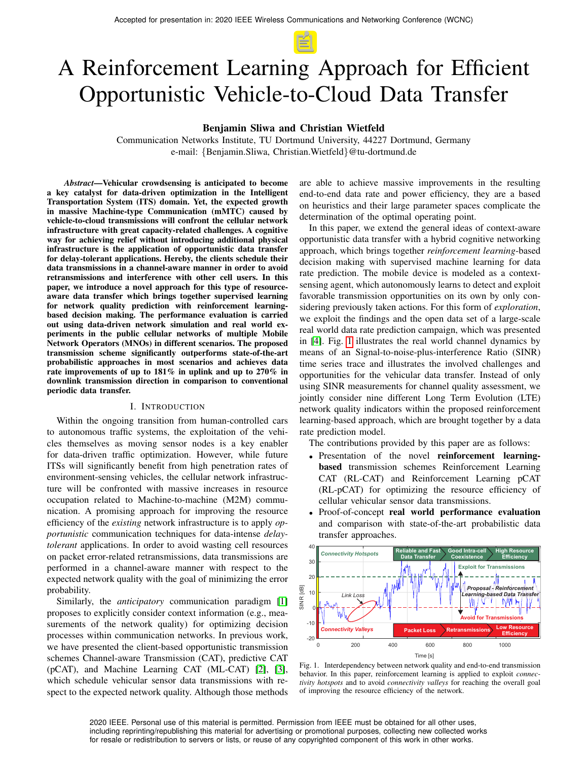Accepted for presentation in: 2020 IEEE Wireless Communications and Networking Conference (WCNC)

# A Reinforcement Learning Approach for Efficient Opportunistic Vehicle-to-Cloud Data Transfer

**Benjamin Sliwa and Christian Wietfeld**

Communication Networks Institute, TU Dortmund University, 44227 Dortmund, Germany
e-mail: {Benjamin.Sliwa, Christian.Wietfeld}@tu-dortmund.de

***Abstract*—Vehicular crowdsensing is anticipated to become a key catalyst for data-driven optimization in the Intelligent Transportation System (ITS) domain. Yet, the expected growth in massive Machine-type Communication (mMTC) caused by vehicle-to-cloud transmissions will confront the cellular network infrastructure with great capacity-related challenges. A cognitive way for achieving relief without introducing additional physical infrastructure is the application of opportunistic data transfer for delay-tolerant applications. Hereby, the clients schedule their data transmissions in a channel-aware manner in order to avoid retransmissions and interference with other cell users. In this paper, we introduce a novel approach for this type of resource-aware data transfer which brings together supervised learning for network quality prediction with reinforcement learning-based decision making. The performance evaluation is carried out using data-driven network simulation and real world experiments in the public cellular networks of multiple Mobile Network Operators (MNOs) in different scenarios. The proposed transmission scheme significantly outperforms state-of-the-art probabilistic approaches in most scenarios and achieves data rate improvements of up to 181% in uplink and up to 270% in downlink transmission direction in comparison to conventional periodic data transfer.**

## I. Introduction

Within the ongoing transition from human-controlled cars to autonomous traffic systems, the exploitation of the vehicles themselves as moving sensor nodes is a key enabler for data-driven traffic optimization. However, while future ITSs will significantly benefit from high penetration rates of environment-sensing vehicles, the cellular network infrastructure will be confronted with massive increases in resource occupation related to Machine-to-machine (M2M) communication. A promising approach for improving the resource efficiency of the *existing* network infrastructure is to apply *opportunistic* communication techniques for data-intense *delay-tolerant* applications. In order to avoid wasting cell resources on packet error-related retransmissions, data transmissions are performed in a channel-aware manner with respect to the expected network quality with the goal of minimizing the error probability.

Similarly, the *anticipatory* communication paradigm [1] proposes to explicitly consider context information (e.g., measurements of the network quality) for optimizing decision processes within communication networks. In previous work, we have presented the client-based opportunistic transmission schemes Channel-aware Transmission (CAT), predictive CAT (pCAT), and Machine Learning CAT (ML-CAT) [2], [3], which schedule vehicular sensor data transmissions with respect to the expected network quality. Although those methods are able to achieve massive improvements in the resulting end-to-end data rate and power efficiency, they are a based on heuristics and their large parameter spaces complicate the determination of the optimal operating point.

In this paper, we extend the general ideas of context-aware opportunistic data transfer with a hybrid cognitive networking approach, which brings together *reinforcement learning*-based decision making with supervised machine learning for data rate prediction. The mobile device is modeled as a context-sensing agent, which autonomously learns to detect and exploit favorable transmission opportunities on its own by only considering previously taken actions. For this form of *exploration*, we exploit the findings and the open data set of a large-scale real world data rate prediction campaign, which was presented in [4]. Fig. 1 illustrates the real world channel dynamics by means of an Signal-to-noise-plus-interference Ratio (SINR) time series trace and illustrates the involved challenges and opportunities for the vehicular data transfer. Instead of only using SINR measurements for channel quality assessment, we jointly consider nine different Long Term Evolution (LTE) network quality indicators within the proposed reinforcement learning-based approach, which are brought together by a data rate prediction model.

The contributions provided by this paper are as follows:

- Presentation of the novel **reinforcement learning-based** transmission schemes Reinforcement Learning CAT (RL-CAT) and Reinforcement Learning pCAT (RL-pCAT) for optimizing the resource efficiency of cellular vehicular sensor data transmissions.
- Proof-of-concept **real world performance evaluation** and comparison with state-of-the-art probabilistic data transfer approaches.

Fig. 1. Interdependency between network quality and end-to-end transmission behavior. In this paper, reinforcement learning is applied to exploit *connectivity hotspots* and to avoid *connectivity valleys* for reaching the overall goal of improving the resource efficiency of the network.

2020 IEEE. Personal use of this material is permitted. Permission from IEEE must be obtained for all other uses, including reprinting/republishing this material for advertising or promotional purposes, collecting new collected works for resale or redistribution to servers or lists, or reuse of any copyrighted component of this work in other works.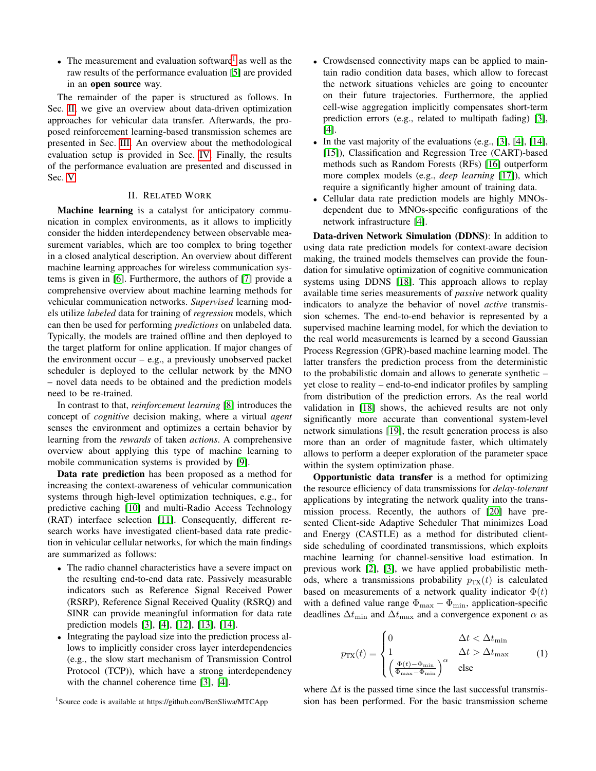- The measurement and evaluation software[1] as well as the raw results of the performance evaluation [5] are provided in an **open source** way.

The remainder of the paper is structured as follows. In Sec. II, we give an overview about data-driven optimization approaches for vehicular data transfer. Afterwards, the proposed reinforcement learning-based transmission schemes are presented in Sec. III. An overview about the methodological evaluation setup is provided in Sec. IV. Finally, the results of the performance evaluation are presented and discussed in Sec. V.

## II. Related Work

**Machine learning** is a catalyst for anticipatory communication in complex environments, as it allows to implicitly consider the hidden interdependency between observable measurement variables, which are too complex to bring together in a closed analytical description. An overview about different machine learning approaches for wireless communication systems is given in [6]. Furthermore, the authors of [7] provide a comprehensive overview about machine learning methods for vehicular communication networks. *Supervised* learning models utilize *labeled* data for training of *regression* models, which can then be used for performing *predictions* on unlabeled data. Typically, the models are trained offline and then deployed to the target platform for online application. If major changes of the environment occur – e.g., a previously unobserved packet scheduler is deployed to the cellular network by the MNO – novel data needs to be obtained and the prediction models need to be re-trained.

In contrast to that, *reinforcement learning* [8] introduces the concept of *cognitive* decision making, where a virtual *agent* senses the environment and optimizes a certain behavior by learning from the *rewards* of taken *actions*. A comprehensive overview about applying this type of machine learning to mobile communication systems is provided by [9].

**Data rate prediction** has been proposed as a method for increasing the context-awareness of vehicular communication systems through high-level optimization techniques, e.g., for predictive caching [10] and multi-Radio Access Technology (RAT) interface selection [11]. Consequently, different research works have investigated client-based data rate prediction in vehicular cellular networks, for which the main findings are summarized as follows:

- The radio channel characteristics have a severe impact on the resulting end-to-end data rate. Passively measurable indicators such as Reference Signal Received Power (RSRP), Reference Signal Received Quality (RSRQ) and SINR can provide meaningful information for data rate prediction models [3], [4], [12], [13], [14].
- Integrating the payload size into the prediction process allows to implicitly consider cross layer interdependencies (e.g., the slow start mechanism of Transmission Control Protocol (TCP)), which have a strong interdependency with the channel coherence time [3], [4].
- Crowdsensed connectivity maps can be applied to maintain radio condition data bases, which allow to forecast the network situations vehicles are going to encounter on their future trajectories. Furthermore, the applied cell-wise aggregation implicitly compensates short-term prediction errors (e.g., related to multipath fading) [3], [4].
- In the vast majority of the evaluations (e.g., [3], [4], [14], [15]), Classification and Regression Tree (CART)-based methods such as Random Forests (RFs) [16] outperform more complex models (e.g., *deep learning* [17]), which require a significantly higher amount of training data.
- Cellular data rate prediction models are highly MNOs-dependent due to MNOs-specific configurations of the network infrastructure [4].

**Data-driven Network Simulation (DDNS)**: In addition to using data rate prediction models for context-aware decision making, the trained models themselves can provide the foundation for simulative optimization of cognitive communication systems using DDNS [18]. This approach allows to replay available time series measurements of *passive* network quality indicators to analyze the behavior of novel *active* transmission schemes. The end-to-end behavior is represented by a supervised machine learning model, for which the deviation to the real world measurements is learned by a second Gaussian Process Regression (GPR)-based machine learning model. The latter transfers the prediction process from the deterministic to the probabilistic domain and allows to generate synthetic – yet close to reality – end-to-end indicator profiles by sampling from distribution of the prediction errors. As the real world validation in [18] shows, the achieved results are not only significantly more accurate than conventional system-level network simulations [19], the result generation process is also more than an order of magnitude faster, which ultimately allows to perform a deeper exploration of the parameter space within the system optimization phase.

**Opportunistic data transfer** is a method for optimizing the resource efficiency of data transmissions for *delay-tolerant* applications by integrating the network quality into the transmission process. Recently, the authors of [20] have presented Client-side Adaptive Scheduler That minimizes Load and Energy (CASTLE) as a method for distributed client-side scheduling of coordinated transmissions, which exploits machine learning for channel-sensitive load estimation. In previous work [2], [3], we have applied probabilistic methods, where a transmissions probability $p_{\text{TX}}(t)$ is calculated based on measurements of a network quality indicator $\Phi(t)$ with a defined value range $\Phi_{\max} - \Phi_{\min}$, application-specific deadlines $\Delta t_{\min}$ and $\Delta t_{\max}$ and a convergence exponent $\alpha$ as

$$p_{\text{TX}}(t) = \begin{cases} 0 & \Delta t < \Delta t_{\min} \\ 1 & \Delta t > \Delta t_{\max} \\ \left(\frac{\Phi(t) - \Phi_{\min}}{\Phi_{\max} - \Phi_{\min}}\right)^{\alpha} & \text{else} \end{cases} \quad (1)$$

where $\Delta t$ is the passed time since the last successful transmission has been performed. For the basic transmission scheme

[1] Source code is available at https://github.com/BenSliwa/MTCApp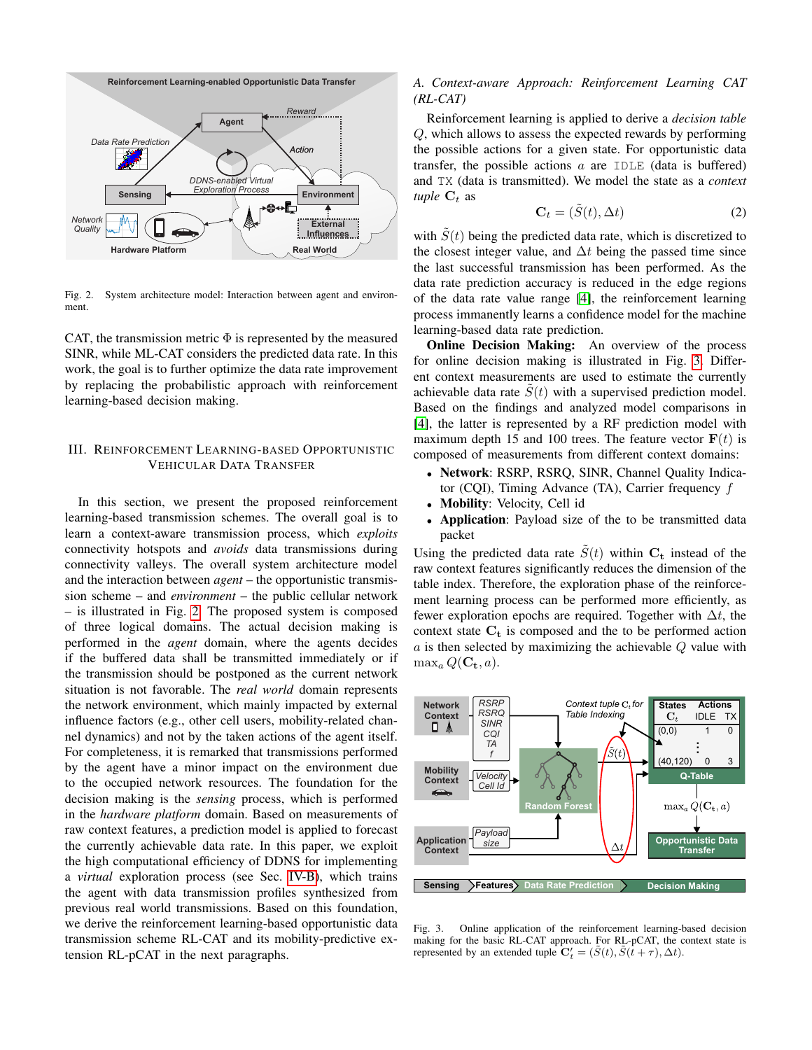Fig. 2. System architecture model: Interaction between agent and environment.

CAT, the transmission metric $\Phi$ is represented by the measured SINR, while ML-CAT considers the predicted data rate. In this work, the goal is to further optimize the data rate improvement by replacing the probabilistic approach with reinforcement learning-based decision making.

## III. Reinforcement Learning-based Opportunistic Vehicular Data Transfer

In this section, we present the proposed reinforcement learning-based transmission schemes. The overall goal is to learn a context-aware transmission process, which *exploits* connectivity hotspots and *avoids* data transmissions during connectivity valleys. The overall system architecture model and the interaction between *agent* – the opportunistic transmission scheme – and *environment* – the public cellular network – is illustrated in Fig. 2. The proposed system is composed of three logical domains. The actual decision making is performed in the *agent* domain, where the agents decides if the buffered data shall be transmitted immediately or if the transmission should be postponed as the current network situation is not favorable. The *real world* domain represents the network environment, which mainly impacted by external influence factors (e.g., other cell users, mobility-related channel dynamics) and not by the taken actions of the agent itself. For completeness, it is remarked that transmissions performed by the agent have a minor impact on the environment due to the occupied network resources. The foundation for the decision making is the *sensing* process, which is performed in the *hardware platform* domain. Based on measurements of raw context features, a prediction model is applied to forecast the currently achievable data rate. In this paper, we exploit the high computational efficiency of DDNS for implementing a *virtual* exploration process (see Sec. IV-B), which trains the agent with data transmission profiles synthesized from previous real world transmissions. Based on this foundation, we derive the reinforcement learning-based opportunistic data transmission scheme RL-CAT and its mobility-predictive extension RL-pCAT in the next paragraphs.

### *A. Context-aware Approach: Reinforcement Learning CAT (RL-CAT)*

Reinforcement learning is applied to derive a *decision table* $Q$, which allows to assess the expected rewards by performing the possible actions for a given state. For opportunistic data transfer, the possible actions $a$ are IDLE (data is buffered) and TX (data is transmitted). We model the state as a *context tuple* $\mathbf{C}_t$ as

$$\mathbf{C}_t = (\tilde{S}(t), \Delta t) \tag{2}$$

with $\tilde{S}(t)$ being the predicted data rate, which is discretized to the closest integer value, and $\Delta t$ being the passed time since the last successful transmission has been performed. As the data rate prediction accuracy is reduced in the edge regions of the data rate value range [4], the reinforcement learning process immanently learns a confidence model for the machine learning-based data rate prediction.

**Online Decision Making:** An overview of the process for online decision making is illustrated in Fig. 3. Different context measurements are used to estimate the currently achievable data rate $\tilde{S}(t)$ with a supervised prediction model. Based on the findings and analyzed model comparisons in [4], the latter is represented by a RF prediction model with maximum depth 15 and 100 trees. The feature vector $\mathbf{F}(t)$ is composed of measurements from different context domains:

- **Network**: RSRP, RSRQ, SINR, Channel Quality Indicator (CQI), Timing Advance (TA), Carrier frequency $f$
- **Mobility**: Velocity, Cell id
- **Application**: Payload size of the to be transmitted data packet

Using the predicted data rate $\tilde{S}(t)$ within $\mathbf{C_t}$ instead of the raw context features significantly reduces the dimension of the table index. Therefore, the exploration phase of the reinforcement learning process can be performed more efficiently, as fewer exploration epochs are required. Together with $\Delta t$, the context state $\mathbf{C_t}$ is composed and the to be performed action $a$ is then selected by maximizing the achievable $Q$ value with $\max_a Q(\mathbf{C_t}, a)$.

Fig. 3. Online application of the reinforcement learning-based decision making for the basic RL-CAT approach. For RL-pCAT, the context state is represented by an extended tuple $\mathbf{C}'_t = (\tilde{S}(t), \tilde{S}(t+\tau), \Delta t)$.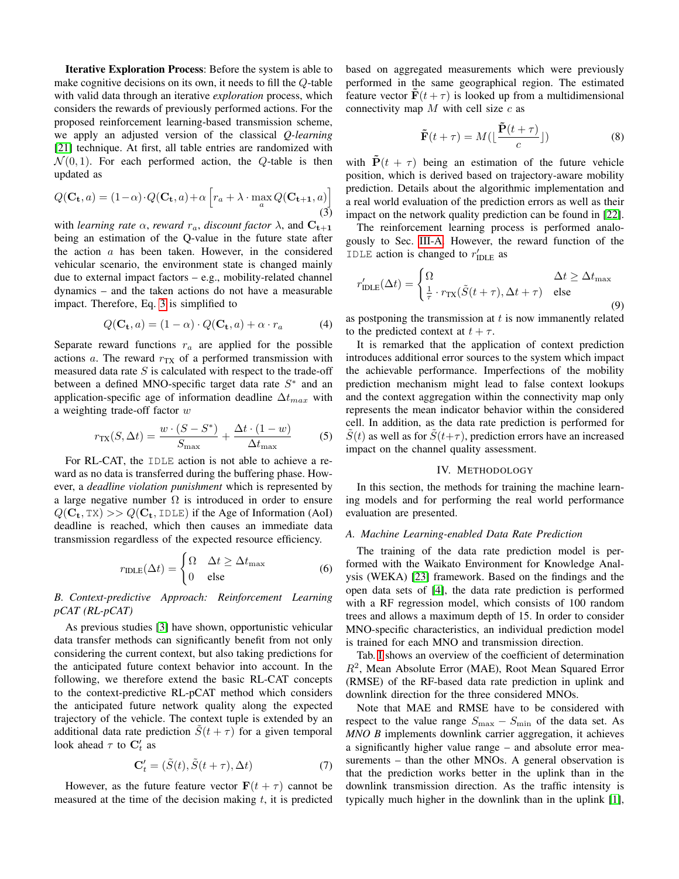**Iterative Exploration Process**: Before the system is able to make cognitive decisions on its own, it needs to fill the $Q$-table with valid data through an iterative *exploration* process, which considers the rewards of previously performed actions. For the proposed reinforcement learning-based transmission scheme, we apply an adjusted version of the classical *Q-learning* [21] technique. At first, all table entries are randomized with $\mathcal{N}(0, 1)$. For each performed action, the $Q$-table is then updated as

$$Q(\mathbf{C_t}, a) = (1-\alpha) \cdot Q(\mathbf{C_t}, a) + \alpha \left[ r_a + \lambda \cdot \max_a Q(\mathbf{C_{t+1}}, a) \right] \tag{3}$$

with *learning rate* $\alpha$, *reward* $r_a$, *discount factor* $\lambda$, and $\mathbf{C_{t+1}}$ being an estimation of the Q-value in the future state after the action $a$ has been taken. However, in the considered vehicular scenario, the environment state is changed mainly due to external impact factors – e.g., mobility-related channel dynamics – and the taken actions do not have a measurable impact. Therefore, Eq. 3 is simplified to

$$Q(\mathbf{C_t}, a) = (1 - \alpha) \cdot Q(\mathbf{C_t}, a) + \alpha \cdot r_a \tag{4}$$

Separate reward functions $r_a$ are applied for the possible actions $a$. The reward $r_{\text{TX}}$ of a performed transmission with measured data rate $S$ is calculated with respect to the trade-off between a defined MNO-specific target data rate $S^*$ and an application-specific age of information deadline $\Delta t_{max}$ with a weighting trade-off factor $w$

$$r_{\text{TX}}(S, \Delta t) = \frac{w \cdot (S - S^*)}{S_{\max}} + \frac{\Delta t \cdot (1 - w)}{\Delta t_{\max}} \tag{5}$$

For RL-CAT, the `IDLE` action is not able to achieve a reward as no data is transferred during the buffering phase. However, a *deadline violation punishment* which is represented by a large negative number $\Omega$ is introduced in order to ensure $Q(\mathbf{C_t}, \texttt{TX}) >> Q(\mathbf{C_t}, \texttt{IDLE})$ if the Age of Information (AoI) deadline is reached, which then causes an immediate data transmission regardless of the expected resource efficiency.

$$r_{\text{IDLE}}(\Delta t) = \begin{cases} \Omega & \Delta t \geq \Delta t_{\max} \\ 0 & \text{else} \end{cases} \tag{6}$$

### B. Context-predictive Approach: Reinforcement Learning pCAT (RL-pCAT)

As previous studies [3] have shown, opportunistic vehicular data transfer methods can significantly benefit from not only considering the current context, but also taking predictions for the anticipated future context behavior into account. In the following, we therefore extend the basic RL-CAT concepts to the context-predictive RL-pCAT method which considers the anticipated future network quality along the expected trajectory of the vehicle. The context tuple is extended by an additional data rate prediction $\tilde{S}(t + \tau)$ for a given temporal look ahead $\tau$ to $\mathbf{C}'_t$ as

$$\mathbf{C}'_t = (\tilde{S}(t), \tilde{S}(t + \tau), \Delta t) \tag{7}$$

However, as the future feature vector $\mathbf{F}(t + \tau)$ cannot be measured at the time of the decision making $t$, it is predicted based on aggregated measurements which were previously performed in the same geographical region. The estimated feature vector $\tilde{\mathbf{F}}(t + \tau)$ is looked up from a multidimensional connectivity map $M$ with cell size $c$ as

$$\tilde{\mathbf{F}}(t + \tau) = M(\lfloor \frac{\tilde{\mathbf{P}}(t + \tau)}{c} \rfloor) \tag{8}$$

with $\tilde{\mathbf{P}}(t + \tau)$ being an estimation of the future vehicle position, which is derived based on trajectory-aware mobility prediction. Details about the algorithmic implementation and a real world evaluation of the prediction errors as well as their impact on the network quality prediction can be found in [22].

The reinforcement learning process is performed analogously to Sec. III-A. However, the reward function of the `IDLE` action is changed to $r'_{\text{IDLE}}$ as

$$r'_{\text{IDLE}}(\Delta t) = \begin{cases} \Omega & \Delta t \geq \Delta t_{\max} \\ \frac{1}{\tau} \cdot r_{\text{TX}}(\tilde{S}(t + \tau), \Delta t + \tau) & \text{else} \end{cases} \tag{9}$$

as postponing the transmission at $t$ is now immanently related to the predicted context at $t + \tau$.

It is remarked that the application of context prediction introduces additional error sources to the system which impact the achievable performance. Imperfections of the mobility prediction mechanism might lead to false context lookups and the context aggregation within the connectivity map only represents the mean indicator behavior within the considered cell. In addition, as the data rate prediction is performed for $\tilde{S}(t)$ as well as for $\tilde{S}(t+\tau)$, prediction errors have an increased impact on the channel quality assessment.

## IV. Methodology

In this section, the methods for training the machine learning models and for performing the real world performance evaluation are presented.

### A. Machine Learning-enabled Data Rate Prediction

The training of the data rate prediction model is performed with the Waikato Environment for Knowledge Analysis (WEKA) [23] framework. Based on the findings and the open data sets of [4], the data rate prediction is performed with a RF regression model, which consists of 100 random trees and allows a maximum depth of 15. In order to consider MNO-specific characteristics, an individual prediction model is trained for each MNO and transmission direction.

Tab. I shows an overview of the coefficient of determination $R^2$, Mean Absolute Error (MAE), Root Mean Squared Error (RMSE) of the RF-based data rate prediction in uplink and downlink direction for the three considered MNOs.

Note that MAE and RMSE have to be considered with respect to the value range $S_{\max} - S_{\min}$ of the data set. As *MNO B* implements downlink carrier aggregation, it achieves a significantly higher value range – and absolute error measurements – than the other MNOs. A general observation is that the prediction works better in the uplink than in the downlink transmission direction. As the traffic intensity is typically much higher in the downlink than in the uplink [1],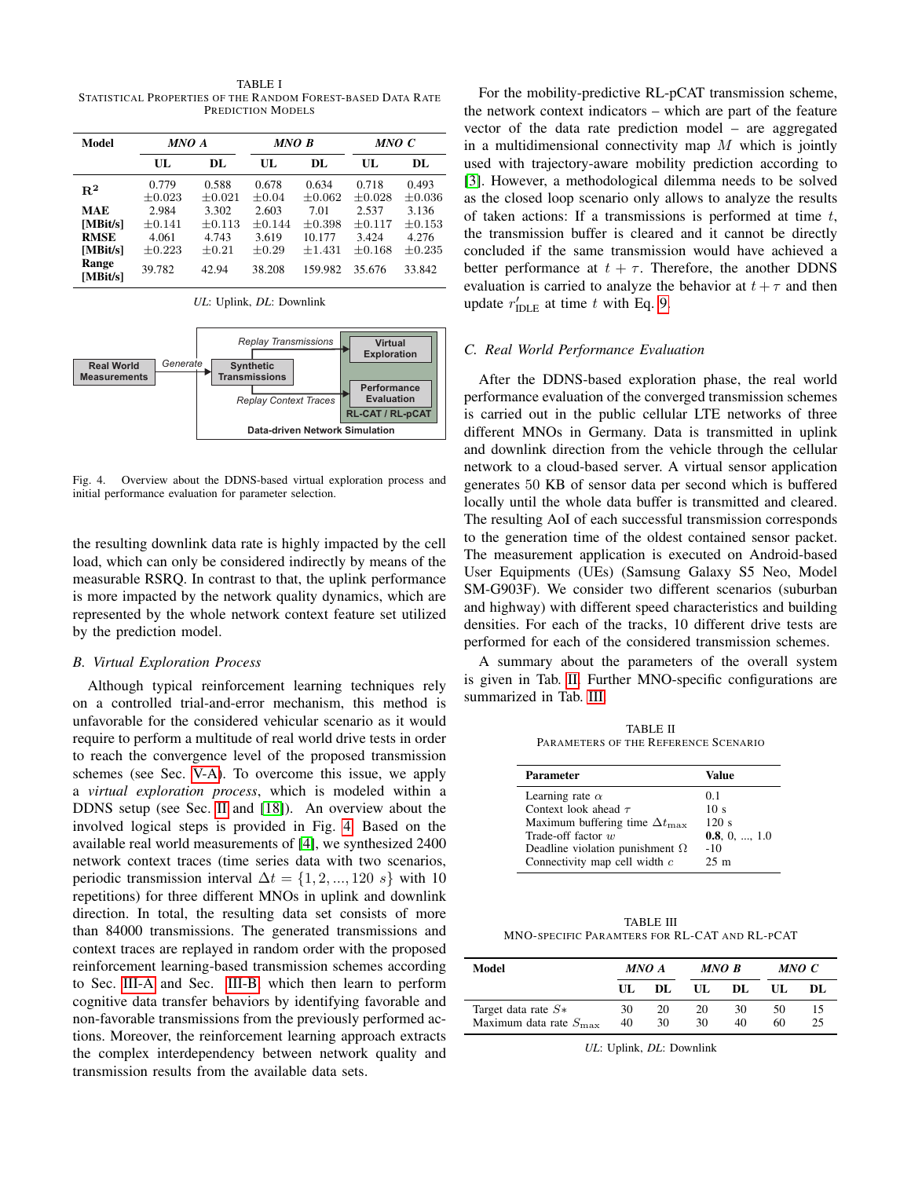TABLE I
STATISTICAL PROPERTIES OF THE RANDOM FOREST-BASED DATA RATE PREDICTION MODELS

| Model | *MNO A* | | *MNO B* | | *MNO C* | |
|---|---|---|---|---|---|---|
| | **UL** | **DL** | **UL** | **DL** | **UL** | **DL** |
| $\mathbf{R^2}$ | 0.779 ±0.023 | 0.588 ±0.021 | 0.678 ±0.04 | 0.634 ±0.062 | 0.718 ±0.028 | 0.493 ±0.036 |
| **MAE [MBit/s]** | 2.984 ±0.141 | 3.302 ±0.113 | 2.603 ±0.144 | 7.01 ±0.398 | 2.537 ±0.117 | 3.136 ±0.153 |
| **RMSE [MBit/s]** | 4.061 ±0.223 | 4.743 ±0.21 | 3.619 ±0.29 | 10.177 ±1.431 | 3.424 ±0.168 | 4.276 ±0.235 |
| **Range [MBit/s]** | 39.782 | 42.94 | 38.208 | 159.982 | 35.676 | 33.842 |

*UL*: Uplink, *DL*: Downlink

Fig. 4. Overview about the DDNS-based virtual exploration process and initial performance evaluation for parameter selection.

the resulting downlink data rate is highly impacted by the cell load, which can only be considered indirectly by means of the measurable RSRQ. In contrast to that, the uplink performance is more impacted by the network quality dynamics, which are represented by the whole network context feature set utilized by the prediction model.

### B. Virtual Exploration Process

Although typical reinforcement learning techniques rely on a controlled trial-and-error mechanism, this method is unfavorable for the considered vehicular scenario as it would require to perform a multitude of real world drive tests in order to reach the convergence level of the proposed transmission schemes (see Sec. V-A). To overcome this issue, we apply a *virtual exploration process*, which is modeled within a DDNS setup (see Sec. II and [18]). An overview about the involved logical steps is provided in Fig. 4. Based on the available real world measurements of [4], we synthesized 2400 network context traces (time series data with two scenarios, periodic transmission interval $\Delta t = \{1, 2, ..., 120 \ s\}$ with 10 repetitions) for three different MNOs in uplink and downlink direction. In total, the resulting data set consists of more than 84000 transmissions. The generated transmissions and context traces are replayed in random order with the proposed reinforcement learning-based transmission schemes according to Sec. III-A and Sec. III-B which then learn to perform cognitive data transfer behaviors by identifying favorable and non-favorable transmissions from the previously performed actions. Moreover, the reinforcement learning approach extracts the complex interdependency between network quality and transmission results from the available data sets.

For the mobility-predictive RL-pCAT transmission scheme, the network context indicators – which are part of the feature vector of the data rate prediction model – are aggregated in a multidimensional connectivity map $M$ which is jointly used with trajectory-aware mobility prediction according to [3]. However, a methodological dilemma needs to be solved as the closed loop scenario only allows to analyze the results of taken actions: If a transmissions is performed at time $t$, the transmission buffer is cleared and it cannot be directly concluded if the same transmission would have achieved a better performance at $t + \tau$. Therefore, the another DDNS evaluation is carried to analyze the behavior at $t + \tau$ and then update $r'_{\text{IDLE}}$ at time $t$ with Eq. 9.

### C. Real World Performance Evaluation

After the DDNS-based exploration phase, the real world performance evaluation of the converged transmission schemes is carried out in the public cellular LTE networks of three different MNOs in Germany. Data is transmitted in uplink and downlink direction from the vehicle through the cellular network to a cloud-based server. A virtual sensor application generates 50 KB of sensor data per second which is buffered locally until the whole data buffer is transmitted and cleared. The resulting AoI of each successful transmission corresponds to the generation time of the oldest contained sensor packet. The measurement application is executed on Android-based User Equipments (UEs) (Samsung Galaxy S5 Neo, Model SM-G903F). We consider two different scenarios (suburban and highway) with different speed characteristics and building densities. For each of the tracks, 10 different drive tests are performed for each of the considered transmission schemes.

A summary about the parameters of the overall system is given in Tab. II. Further MNO-specific configurations are summarized in Tab. III.

TABLE II
PARAMETERS OF THE REFERENCE SCENARIO

| Parameter | Value |
|---|---|
| Learning rate $\alpha$ | 0.1 |
| Context look ahead $\tau$ | 10 s |
| Maximum buffering time $\Delta t_{\max}$ | 120 s |
| Trade-off factor $w$ | **0.8**, 0, ..., 1.0 |
| Deadline violation punishment $\Omega$ | -10 |
| Connectivity map cell width $c$ | 25 m |

TABLE III
MNO-SPECIFIC PARAMTERS FOR RL-CAT AND RL-PCAT

| Model | *MNO A* | | *MNO B* | | *MNO C* | |
|---|---|---|---|---|---|---|
| | **UL** | **DL** | **UL** | **DL** | **UL** | **DL** |
| Target data rate $S*$ | 30 | 20 | 20 | 30 | 50 | 15 |
| Maximum data rate $S_{\max}$ | 40 | 30 | 30 | 40 | 60 | 25 |

*UL*: Uplink, *DL*: Downlink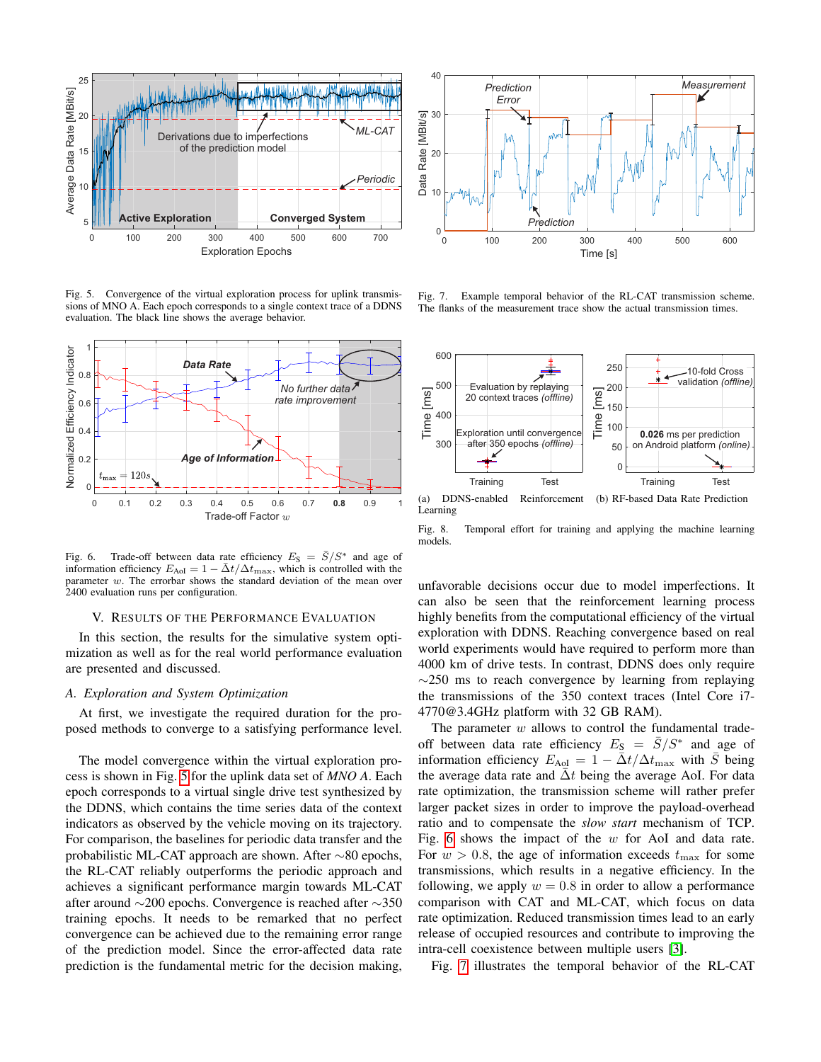Fig. 5. Convergence of the virtual exploration process for uplink transmissions of MNO A. Each epoch corresponds to a single context trace of a DDNS evaluation. The black line shows the average behavior.

Fig. 6. Trade-off between data rate efficiency $E_S = \bar{S}/S^*$ and age of information efficiency $E_{AoI} = 1 - \bar{\Delta}t/\Delta t_{max}$, which is controlled with the parameter $w$. The errorbar shows the standard deviation of the mean over 2400 evaluation runs per configuration.

Fig. 7. Example temporal behavior of the RL-CAT transmission scheme. The flanks of the measurement trace show the actual transmission times.

(a) DDNS-enabled Reinforcement Learning (b) RF-based Data Rate Prediction

Fig. 8. Temporal effort for training and applying the machine learning models.

## V. Results of the Performance Evaluation

In this section, the results for the simulative system optimization as well as for the real world performance evaluation are presented and discussed.

### A. Exploration and System Optimization

At first, we investigate the required duration for the proposed methods to converge to a satisfying performance level.

The model convergence within the virtual exploration process is shown in Fig. 5 for the uplink data set of *MNO A*. Each epoch corresponds to a virtual single drive test synthesized by the DDNS, which contains the time series data of the context indicators as observed by the vehicle moving on its trajectory. For comparison, the baselines for periodic data transfer and the probabilistic ML-CAT approach are shown. After ∼80 epochs, the RL-CAT reliably outperforms the periodic approach and achieves a significant performance margin towards ML-CAT after around ∼200 epochs. Convergence is reached after ∼350 training epochs. It needs to be remarked that no perfect convergence can be achieved due to the remaining error range of the prediction model. Since the error-affected data rate prediction is the fundamental metric for the decision making, unfavorable decisions occur due to model imperfections. It can also be seen that the reinforcement learning process highly benefits from the computational efficiency of the virtual exploration with DDNS. Reaching convergence based on real world experiments would have required to perform more than 4000 km of drive tests. In contrast, DDNS does only require ∼250 ms to reach convergence by learning from replaying the transmissions of the 350 context traces (Intel Core i7-4770@3.4GHz platform with 32 GB RAM).

The parameter $w$ allows to control the fundamental trade-off between data rate efficiency $E_S = \bar{S}/S^*$ and age of information efficiency $E_{AoI} = 1 - \bar{\Delta}t/\Delta t_{max}$ with $\bar{S}$ being the average data rate and $\bar{\Delta}t$ being the average AoI. For data rate optimization, the transmission scheme will rather prefer larger packet sizes in order to improve the payload-overhead ratio and to compensate the *slow start* mechanism of TCP. Fig. 6 shows the impact of the $w$ for AoI and data rate. For $w > 0.8$, the age of information exceeds $t_{max}$ for some transmissions, which results in a negative efficiency. In the following, we apply $w = 0.8$ in order to allow a performance comparison with CAT and ML-CAT, which focus on data rate optimization. Reduced transmission times lead to an early release of occupied resources and contribute to improving the intra-cell coexistence between multiple users [3].

Fig. 7 illustrates the temporal behavior of the RL-CAT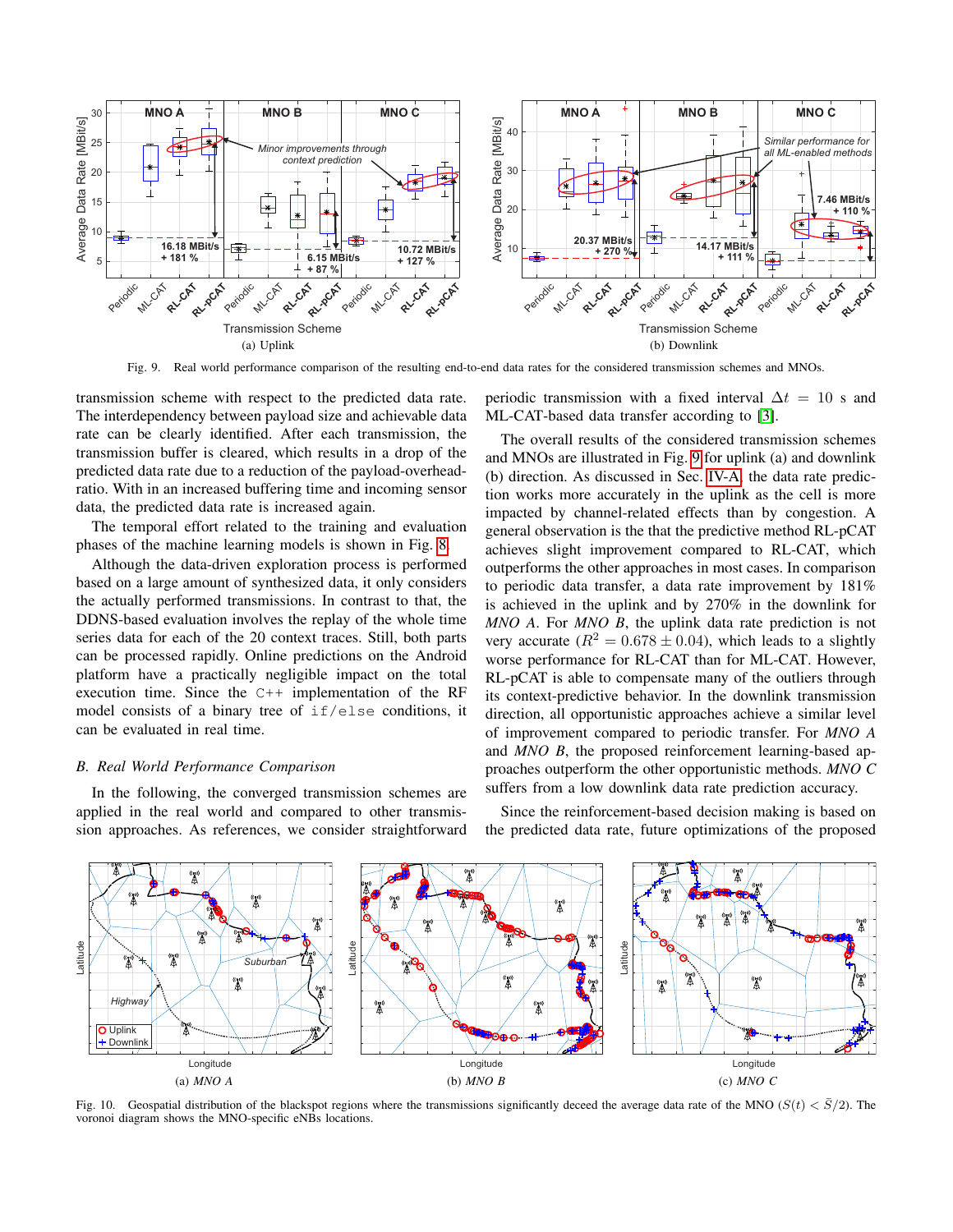Fig. 9. Real world performance comparison of the resulting end-to-end data rates for the considered transmission schemes and MNOs.

transmission scheme with respect to the predicted data rate. The interdependency between payload size and achievable data rate can be clearly identified. After each transmission, the transmission buffer is cleared, which results in a drop of the predicted data rate due to a reduction of the payload-overhead-ratio. With in an increased buffering time and incoming sensor data, the predicted data rate is increased again.

The temporal effort related to the training and evaluation phases of the machine learning models is shown in Fig. 8.

Although the data-driven exploration process is performed based on a large amount of synthesized data, it only considers the actually performed transmissions. In contrast to that, the DDNS-based evaluation involves the replay of the whole time series data for each of the 20 context traces. Still, both parts can be processed rapidly. Online predictions on the Android platform have a practically negligible impact on the total execution time. Since the `C++` implementation of the RF model consists of a binary tree of `if/else` conditions, it can be evaluated in real time.

### B. Real World Performance Comparison

In the following, the converged transmission schemes are applied in the real world and compared to other transmission approaches. As references, we consider straightforward periodic transmission with a fixed interval $\Delta t = 10$ s and ML-CAT-based data transfer according to [3].

The overall results of the considered transmission schemes and MNOs are illustrated in Fig. 9 for uplink (a) and downlink (b) direction. As discussed in Sec. IV-A, the data rate prediction works more accurately in the uplink as the cell is more impacted by channel-related effects than by congestion. A general observation is the that the predictive method RL-pCAT achieves slight improvement compared to RL-CAT, which outperforms the other approaches in most cases. In comparison to periodic data transfer, a data rate improvement by 181% is achieved in the uplink and by 270% in the downlink for *MNO A*. For *MNO B*, the uplink data rate prediction is not very accurate ($R^2 = 0.678 \pm 0.04$), which leads to a slightly worse performance for RL-CAT than for ML-CAT. However, RL-pCAT is able to compensate many of the outliers through its context-predictive behavior. In the downlink transmission direction, all opportunistic approaches achieve a similar level of improvement compared to periodic transfer. For *MNO A* and *MNO B*, the proposed reinforcement learning-based approaches outperform the other opportunistic methods. *MNO C* suffers from a low downlink data rate prediction accuracy.

Since the reinforcement-based decision making is based on the predicted data rate, future optimizations of the proposed

(a) *MNO A* (b) *MNO B* (c) *MNO C*

Fig. 10. Geospatial distribution of the blackspot regions where the transmissions significantly deceed the average data rate of the MNO ($S(t) < \bar{S}/2$). The voronoi diagram shows the MNO-specific eNBs locations.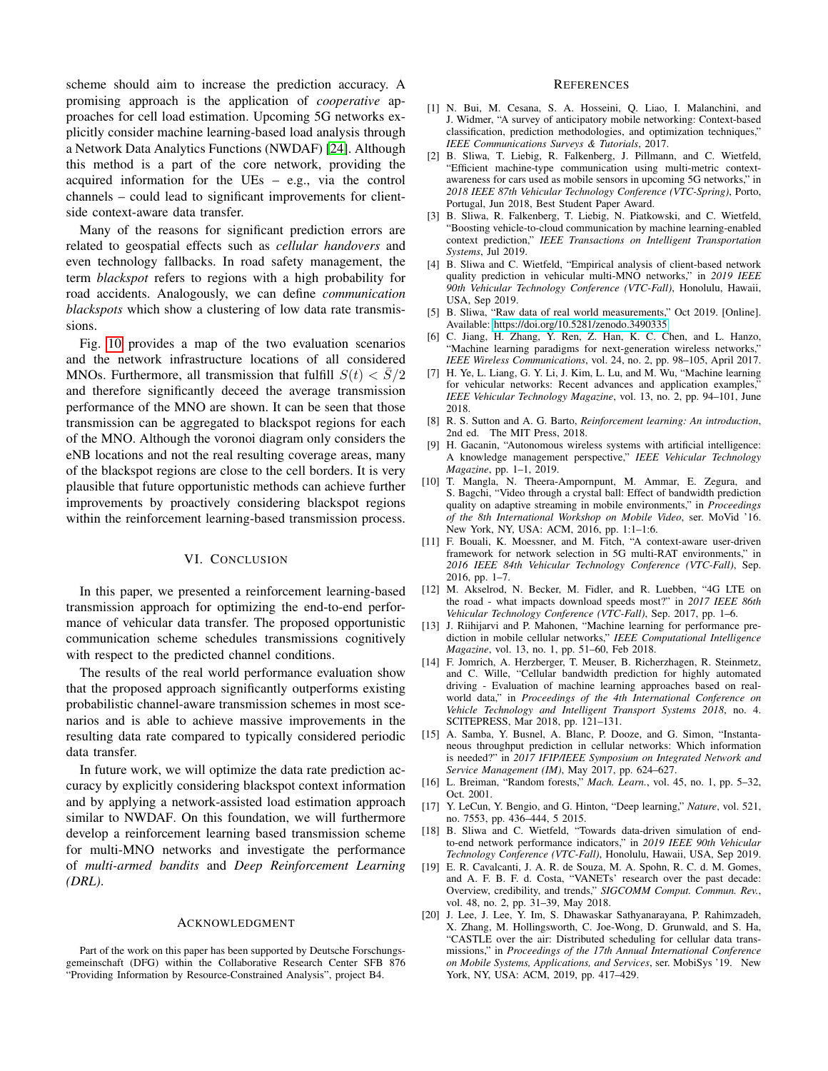scheme should aim to increase the prediction accuracy. A promising approach is the application of *cooperative* approaches for cell load estimation. Upcoming 5G networks explicitly consider machine learning-based load analysis through a Network Data Analytics Functions (NWDAF) [24]. Although this method is a part of the core network, providing the acquired information for the UEs – e.g., via the control channels – could lead to significant improvements for client-side context-aware data transfer.

Many of the reasons for significant prediction errors are related to geospatial effects such as *cellular handovers* and even technology fallbacks. In road safety management, the term *blackspot* refers to regions with a high probability for road accidents. Analogously, we can define *communication blackspots* which show a clustering of low data rate transmissions.

Fig. 10 provides a map of the two evaluation scenarios and the network infrastructure locations of all considered MNOs. Furthermore, all transmission that fulfill $S(t) < \bar{S}/2$ and therefore significantly deceed the average transmission performance of the MNO are shown. It can be seen that those transmission can be aggregated to blackspot regions for each of the MNO. Although the voronoi diagram only considers the eNB locations and not the real resulting coverage areas, many of the blackspot regions are close to the cell borders. It is very plausible that future opportunistic methods can achieve further improvements by proactively considering blackspot regions within the reinforcement learning-based transmission process.

## VI. Conclusion

In this paper, we presented a reinforcement learning-based transmission approach for optimizing the end-to-end performance of vehicular data transfer. The proposed opportunistic communication scheme schedules transmissions cognitively with respect to the predicted channel conditions.

The results of the real world performance evaluation show that the proposed approach significantly outperforms existing probabilistic channel-aware transmission schemes in most scenarios and is able to achieve massive improvements in the resulting data rate compared to typically considered periodic data transfer.

In future work, we will optimize the data rate prediction accuracy by explicitly considering blackspot context information and by applying a network-assisted load estimation approach similar to NWDAF. On this foundation, we will furthermore develop a reinforcement learning based transmission scheme for multi-MNO networks and investigate the performance of *multi-armed bandits* and *Deep Reinforcement Learning (DRL)*.

## Acknowledgment

Part of the work on this paper has been supported by Deutsche Forschungsgemeinschaft (DFG) within the Collaborative Research Center SFB 876 "Providing Information by Resource-Constrained Analysis", project B4.

## References

[1] N. Bui, M. Cesana, S. A. Hosseini, Q. Liao, I. Malanchini, and J. Widmer, "A survey of anticipatory mobile networking: Context-based classification, prediction methodologies, and optimization techniques," *IEEE Communications Surveys & Tutorials*, 2017.

[2] B. Sliwa, T. Liebig, R. Falkenberg, J. Pillmann, and C. Wietfeld, "Efficient machine-type communication using multi-metric context-awareness for cars used as mobile sensors in upcoming 5G networks," in *2018 IEEE 87th Vehicular Technology Conference (VTC-Spring)*, Porto, Portugal, Jun 2018, Best Student Paper Award.

[3] B. Sliwa, R. Falkenberg, T. Liebig, N. Piatkowski, and C. Wietfeld, "Boosting vehicle-to-cloud communication by machine learning-enabled context prediction," *IEEE Transactions on Intelligent Transportation Systems*, Jul 2019.

[4] B. Sliwa and C. Wietfeld, "Empirical analysis of client-based network quality prediction in vehicular multi-MNO networks," in *2019 IEEE 90th Vehicular Technology Conference (VTC-Fall)*, Honolulu, Hawaii, USA, Sep 2019.

[5] B. Sliwa, "Raw data of real world measurements," Oct 2019. [Online]. Available: https://doi.org/10.5281/zenodo.3490335

[6] C. Jiang, H. Zhang, Y. Ren, Z. Han, K. C. Chen, and L. Hanzo, "Machine learning paradigms for next-generation wireless networks," *IEEE Wireless Communications*, vol. 24, no. 2, pp. 98–105, April 2017.

[7] H. Ye, L. Liang, G. Y. Li, J. Kim, L. Lu, and M. Wu, "Machine learning for vehicular networks: Recent advances and application examples," *IEEE Vehicular Technology Magazine*, vol. 13, no. 2, pp. 94–101, June 2018.

[8] R. S. Sutton and A. G. Barto, *Reinforcement learning: An introduction*, 2nd ed. The MIT Press, 2018.

[9] H. Gacanin, "Autonomous wireless systems with artificial intelligence: A knowledge management perspective," *IEEE Vehicular Technology Magazine*, pp. 1–1, 2019.

[10] T. Mangla, N. Theera-Ampornpunt, M. Ammar, E. Zegura, and S. Bagchi, "Video through a crystal ball: Effect of bandwidth prediction quality on adaptive streaming in mobile environments," in *Proceedings of the 8th International Workshop on Mobile Video*, ser. MoVid '16. New York, NY, USA: ACM, 2016, pp. 1:1–1:6.

[11] F. Bouali, K. Moessner, and M. Fitch, "A context-aware user-driven framework for network selection in 5G multi-RAT environments," in *2016 IEEE 84th Vehicular Technology Conference (VTC-Fall)*, Sep. 2016, pp. 1–7.

[12] M. Akselrod, N. Becker, M. Fidler, and R. Luebben, "4G LTE on the road - what impacts download speeds most?" in *2017 IEEE 86th Vehicular Technology Conference (VTC-Fall)*, Sep. 2017, pp. 1–6.

[13] J. Riihijarvi and P. Mahonen, "Machine learning for performance prediction in mobile cellular networks," *IEEE Computational Intelligence Magazine*, vol. 13, no. 1, pp. 51–60, Feb 2018.

[14] F. Jomrich, A. Herzberger, T. Meuser, B. Richerzhagen, R. Steinmetz, and C. Wille, "Cellular bandwidth prediction for highly automated driving - Evaluation of machine learning approaches based on real-world data," in *Proceedings of the 4th International Conference on Vehicle Technology and Intelligent Transport Systems 2018*, no. 4. SCITEPRESS, Mar 2018, pp. 121–131.

[15] A. Samba, Y. Busnel, A. Blanc, P. Dooze, and G. Simon, "Instantaneous throughput prediction in cellular networks: Which information is needed?" in *2017 IFIP/IEEE Symposium on Integrated Network and Service Management (IM)*, May 2017, pp. 624–627.

[16] L. Breiman, "Random forests," *Mach. Learn.*, vol. 45, no. 1, pp. 5–32, Oct. 2001.

[17] Y. LeCun, Y. Bengio, and G. Hinton, "Deep learning," *Nature*, vol. 521, no. 7553, pp. 436–444, 5 2015.

[18] B. Sliwa and C. Wietfeld, "Towards data-driven simulation of end-to-end network performance indicators," in *2019 IEEE 90th Vehicular Technology Conference (VTC-Fall)*, Honolulu, Hawaii, USA, Sep 2019.

[19] E. R. Cavalcanti, J. A. R. de Souza, M. A. Spohn, R. C. d. M. Gomes, and A. F. B. F. d. Costa, "VANETs' research over the past decade: Overview, credibility, and trends," *SIGCOMM Comput. Commun. Rev.*, vol. 48, no. 2, pp. 31–39, May 2018.

[20] J. Lee, J. Lee, Y. Im, S. Dhawaskar Sathyanarayana, P. Rahimzadeh, X. Zhang, M. Hollingsworth, C. Joe-Wong, D. Grunwald, and S. Ha, "CASTLE over the air: Distributed scheduling for cellular data transmissions," in *Proceedings of the 17th Annual International Conference on Mobile Systems, Applications, and Services*, ser. MobiSys '19. New York, NY, USA: ACM, 2019, pp. 417–429.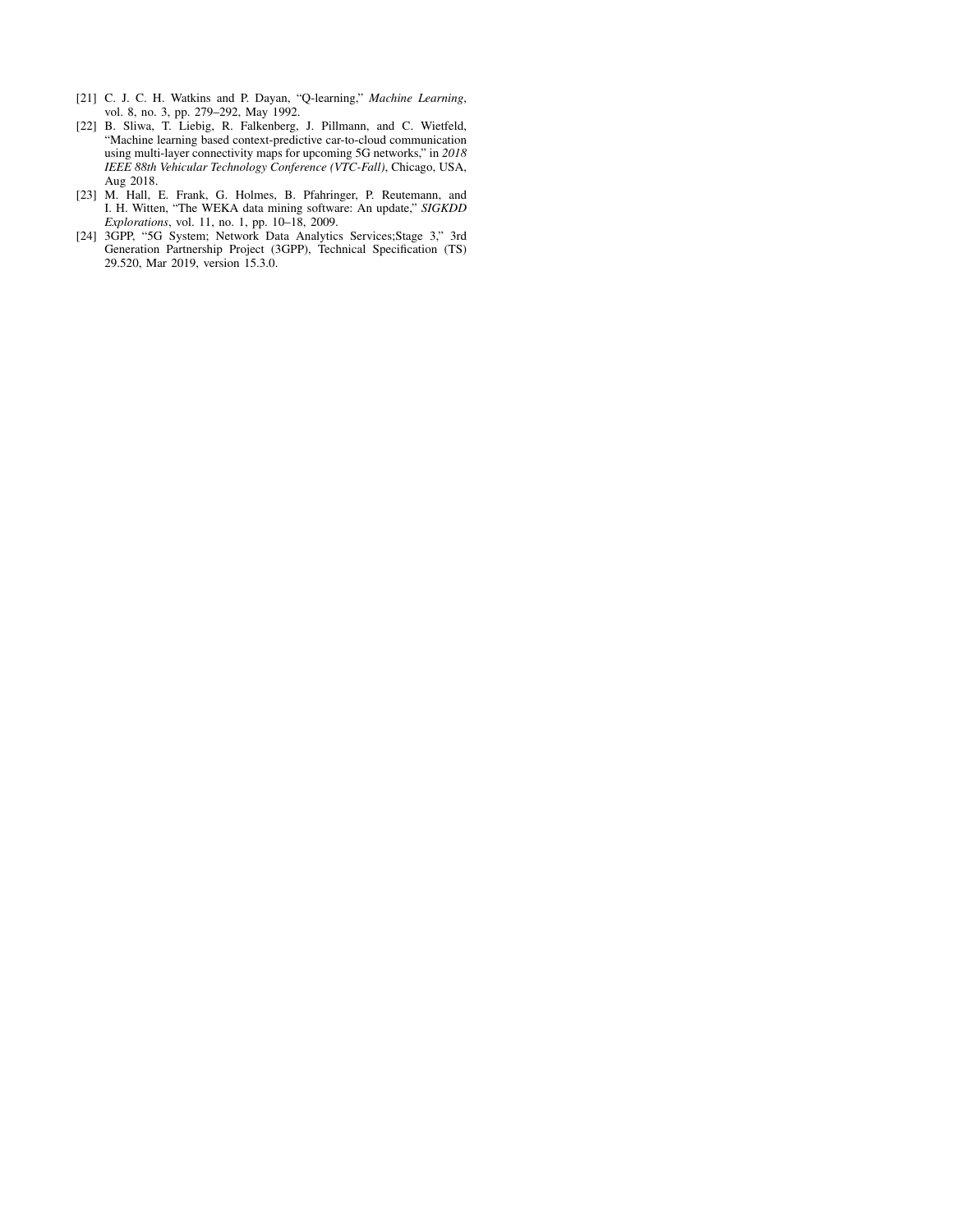[21] C. J. C. H. Watkins and P. Dayan, "Q-learning," *Machine Learning*, vol. 8, no. 3, pp. 279–292, May 1992.

[22] B. Sliwa, T. Liebig, R. Falkenberg, J. Pillmann, and C. Wietfeld, "Machine learning based context-predictive car-to-cloud communication using multi-layer connectivity maps for upcoming 5G networks," in *2018 IEEE 88th Vehicular Technology Conference (VTC-Fall)*, Chicago, USA, Aug 2018.

[23] M. Hall, E. Frank, G. Holmes, B. Pfahringer, P. Reutemann, and I. H. Witten, "The WEKA data mining software: An update," *SIGKDD Explorations*, vol. 11, no. 1, pp. 10–18, 2009.

[24] 3GPP, "5G System; Network Data Analytics Services;Stage 3," 3rd Generation Partnership Project (3GPP), Technical Specification (TS) 29.520, Mar 2019, version 15.3.0.